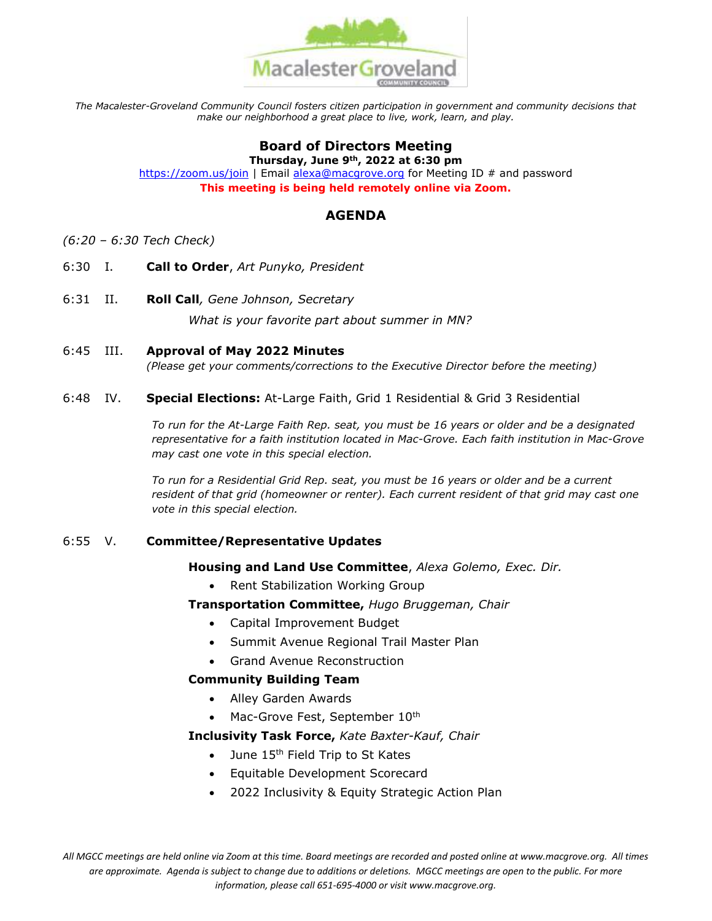*The Macalester-Groveland Community Council fosters citizen participation in government and community decisions that make our neighborhood a great place to live, work, learn, and play.*

## Board of Directors Meeting

**Thursday, June 9th, 2022 at 6:30 pm**

https://zoom.us/join | Email alexa@macgrove.org for Meeting ID # and password

**This meeting is being held remotely online via Zoom.**

## AGENDA

*(6:20 – 6:30 Tech Check)*

6:30 I. **Call to Order**, *Art Punyko, President*

6:31 II. **Roll Call**, *Gene Johnson, Secretary*

*What is your favorite part about summer in MN?*

6:45 III. **Approval of May 2022 Minutes**

*(Please get your comments/corrections to the Executive Director before the meeting)*

6:48 IV. **Special Elections:** At-Large Faith, Grid 1 Residential & Grid 3 Residential

*To run for the At-Large Faith Rep. seat, you must be 16 years or older and be a designated representative for a faith institution located in Mac-Grove. Each faith institution in Mac-Grove may cast one vote in this special election.*

*To run for a Residential Grid Rep. seat, you must be 16 years or older and be a current resident of that grid (homeowner or renter). Each current resident of that grid may cast one vote in this special election.*

6:55 V. **Committee/Representative Updates**

**Housing and Land Use Committee**, *Alexa Golemo, Exec. Dir.*

- Rent Stabilization Working Group

**Transportation Committee,** *Hugo Bruggeman, Chair*

- Capital Improvement Budget
- Summit Avenue Regional Trail Master Plan
- Grand Avenue Reconstruction

**Community Building Team**

- Alley Garden Awards
- Mac-Grove Fest, September 10th

**Inclusivity Task Force,** *Kate Baxter-Kauf, Chair*

- June 15th Field Trip to St Kates
- Equitable Development Scorecard
- 2022 Inclusivity & Equity Strategic Action Plan

*All MGCC meetings are held online via Zoom at this time. Board meetings are recorded and posted online at www.macgrove.org. All times are approximate. Agenda is subject to change due to additions or deletions. MGCC meetings are open to the public. For more information, please call 651-695-4000 or visit www.macgrove.org.*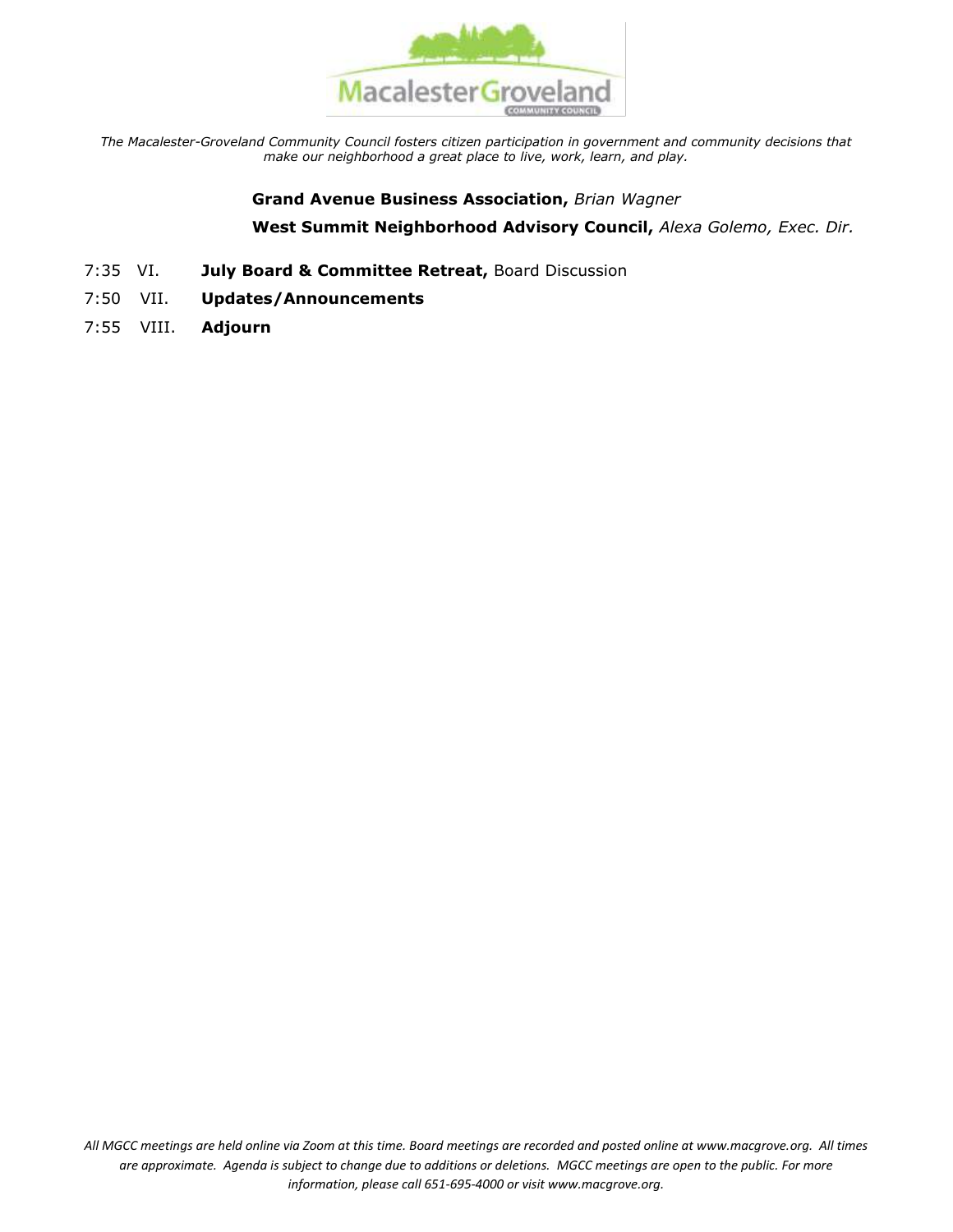*The Macalester-Groveland Community Council fosters citizen participation in government and community decisions that make our neighborhood a great place to live, work, learn, and play.*

**Grand Avenue Business Association,** *Brian Wagner*

**West Summit Neighborhood Advisory Council,** *Alexa Golemo, Exec. Dir.*

7:35 VI. **July Board & Committee Retreat,** Board Discussion

7:50 VII. **Updates/Announcements**

7:55 VIII. **Adjourn**

*All MGCC meetings are held online via Zoom at this time. Board meetings are recorded and posted online at www.macgrove.org. All times are approximate. Agenda is subject to change due to additions or deletions. MGCC meetings are open to the public. For more information, please call 651-695-4000 or visit www.macgrove.org.*